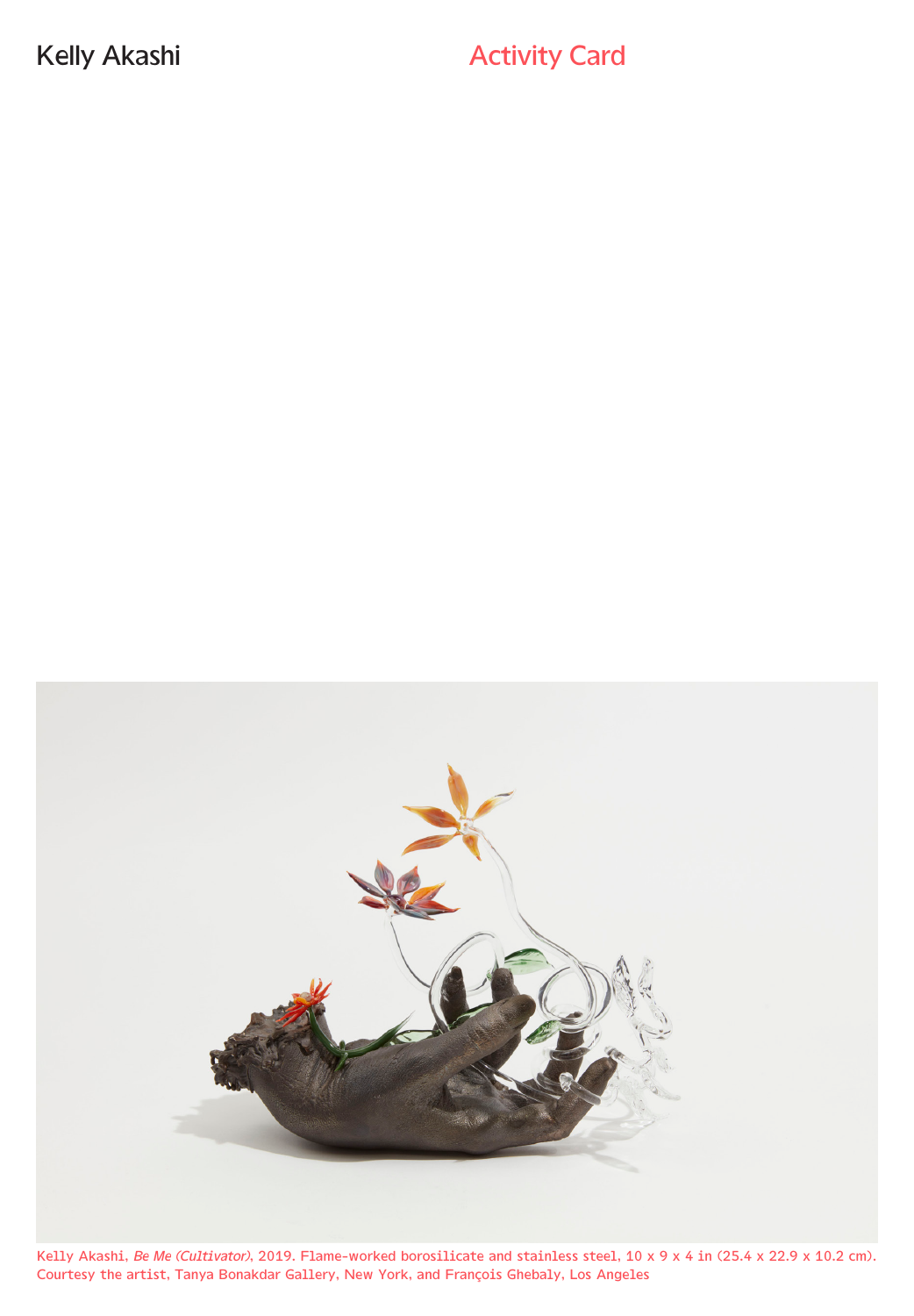Kelly Akashi

# Activity Card

Kelly Akashi, *Be Me (Cultivator)*, 2019. Flame-worked borosilicate and stainless steel, 10 x 9 x 4 in (25.4 x 22.9 x 10.2 cm). Courtesy the artist, Tanya Bonakdar Gallery, New York, and François Ghebaly, Los Angeles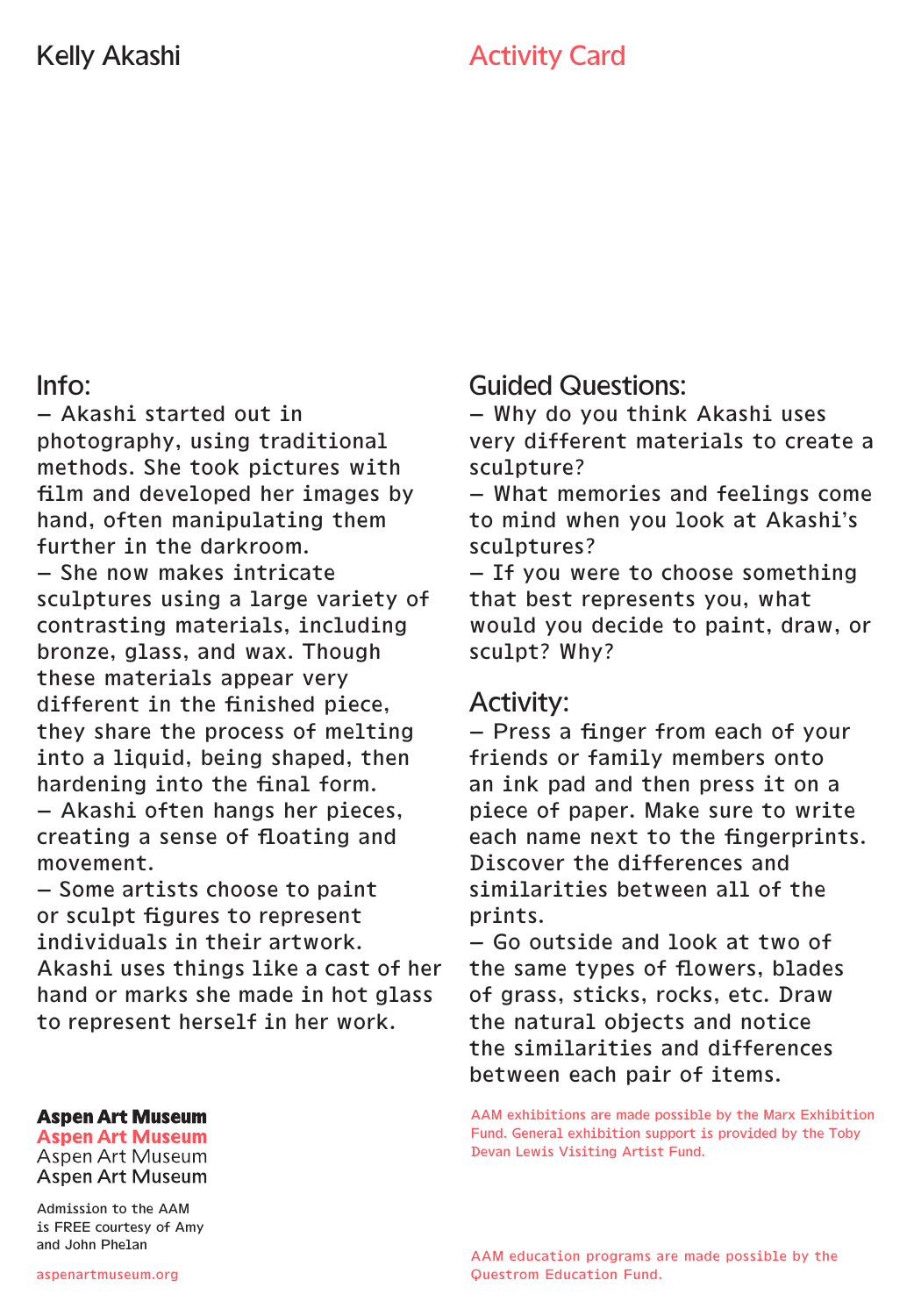# Kelly Akashi

## Activity Card

### Info:

— Akashi started out in photography, using traditional methods. She took pictures with film and developed her images by hand, often manipulating them further in the darkroom.
— She now makes intricate sculptures using a large variety of contrasting materials, including bronze, glass, and wax. Though these materials appear very different in the finished piece, they share the process of melting into a liquid, being shaped, then hardening into the final form.
— Akashi often hangs her pieces, creating a sense of floating and movement.
— Some artists choose to paint or sculpt figures to represent individuals in their artwork. Akashi uses things like a cast of her hand or marks she made in hot glass to represent herself in her work.

### Guided Questions:

— Why do you think Akashi uses very different materials to create a sculpture?
— What memories and feelings come to mind when you look at Akashi's sculptures?
— If you were to choose something that best represents you, what would you decide to paint, draw, or sculpt? Why?

### Activity:

— Press a finger from each of your friends or family members onto an ink pad and then press it on a piece of paper. Make sure to write each name next to the fingerprints. Discover the differences and similarities between all of the prints.
— Go outside and look at two of the same types of flowers, blades of grass, sticks, rocks, etc. Draw the natural objects and notice the similarities and differences between each pair of items.

AAM exhibitions are made possible by the Marx Exhibition Fund. General exhibition support is provided by the Toby Devan Lewis Visiting Artist Fund.

**Aspen Art Museum**
**Aspen Art Museum**
Aspen Art Museum
Aspen Art Museum

Admission to the AAM is FREE courtesy of Amy and John Phelan

aspenartmuseum.org

AAM education programs are made possible by the Questrom Education Fund.